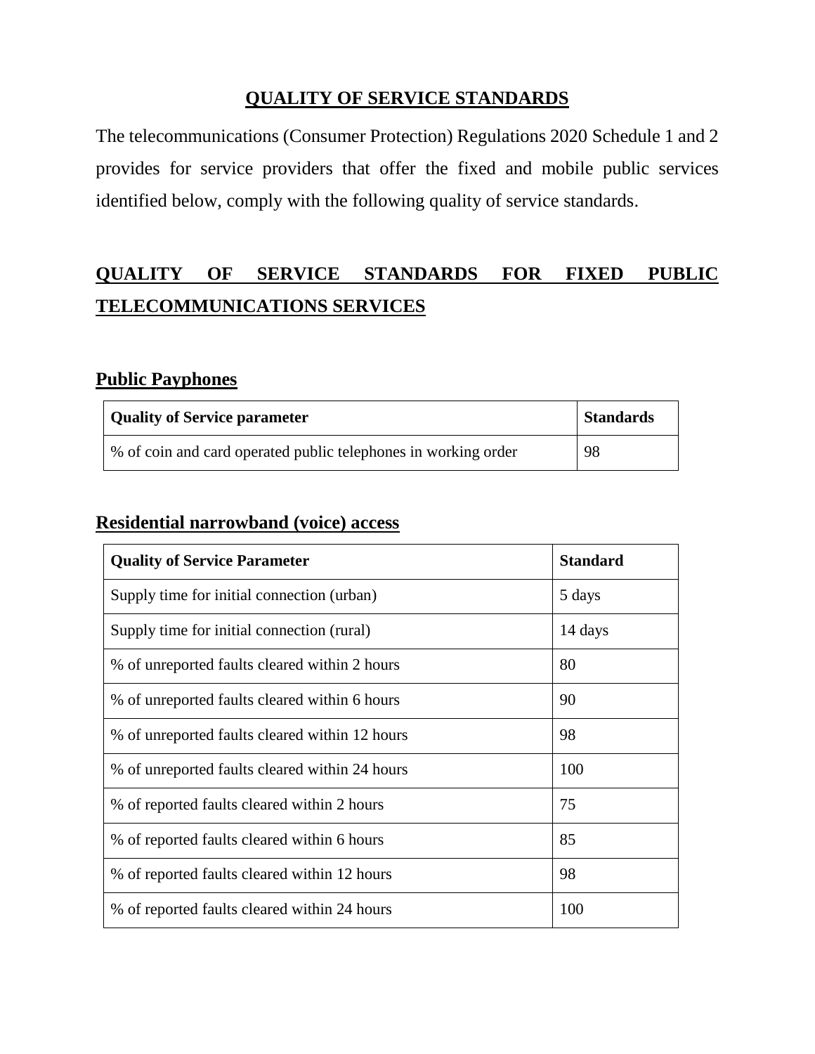# QUALITY OF SERVICE STANDARDS

The telecommunications (Consumer Protection) Regulations 2020 Schedule 1 and 2 provides for service providers that offer the fixed and mobile public services identified below, comply with the following quality of service standards.

## QUALITY OF SERVICE STANDARDS FOR FIXED PUBLIC TELECOMMUNICATIONS SERVICES

### Public Payphones

| Quality of Service parameter | Standards |
|---|---|
| % of coin and card operated public telephones in working order | 98 |

### Residential narrowband (voice) access

| Quality of Service Parameter | Standard |
|---|---|
| Supply time for initial connection (urban) | 5 days |
| Supply time for initial connection (rural) | 14 days |
| % of unreported faults cleared within 2 hours | 80 |
| % of unreported faults cleared within 6 hours | 90 |
| % of unreported faults cleared within 12 hours | 98 |
| % of unreported faults cleared within 24 hours | 100 |
| % of reported faults cleared within 2 hours | 75 |
| % of reported faults cleared within 6 hours | 85 |
| % of reported faults cleared within 12 hours | 98 |
| % of reported faults cleared within 24 hours | 100 |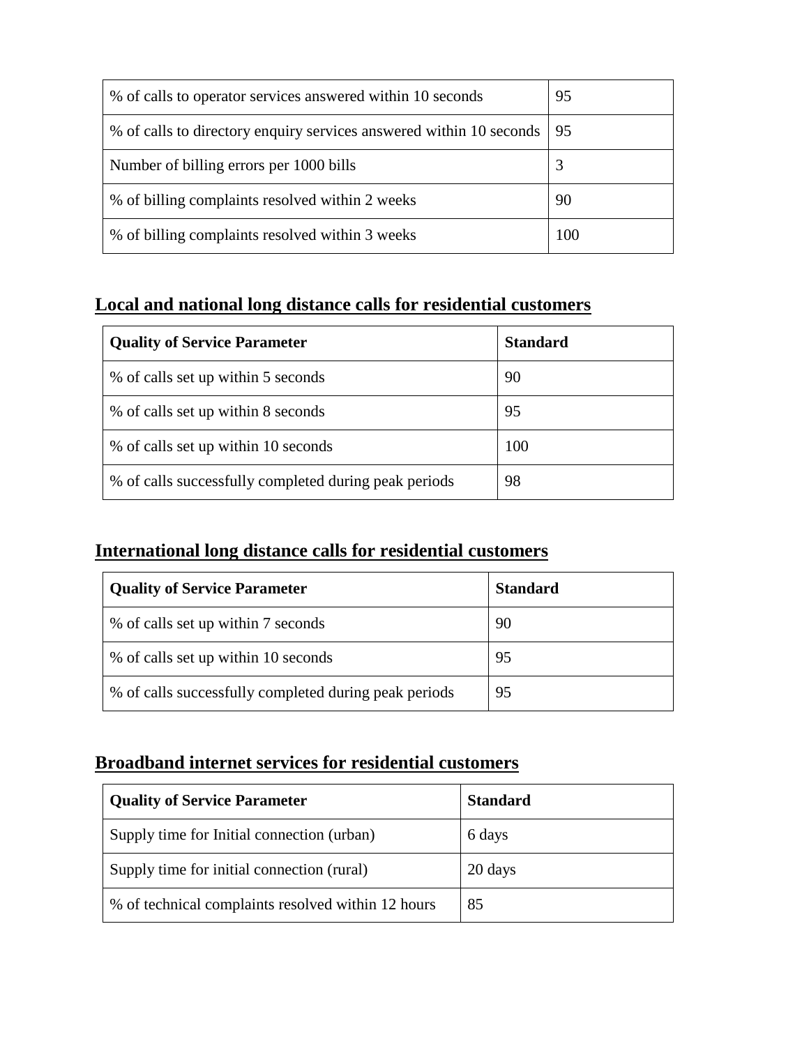| | |
|---|---|
| % of calls to operator services answered within 10 seconds | 95 |
| % of calls to directory enquiry services answered within 10 seconds | 95 |
| Number of billing errors per 1000 bills | 3 |
| % of billing complaints resolved within 2 weeks | 90 |
| % of billing complaints resolved within 3 weeks | 100 |

## Local and national long distance calls for residential customers

| Quality of Service Parameter | Standard |
|---|---|
| % of calls set up within 5 seconds | 90 |
| % of calls set up within 8 seconds | 95 |
| % of calls set up within 10 seconds | 100 |
| % of calls successfully completed during peak periods | 98 |

## International long distance calls for residential customers

| Quality of Service Parameter | Standard |
|---|---|
| % of calls set up within 7 seconds | 90 |
| % of calls set up within 10 seconds | 95 |
| % of calls successfully completed during peak periods | 95 |

## Broadband internet services for residential customers

| Quality of Service Parameter | Standard |
|---|---|
| Supply time for Initial connection (urban) | 6 days |
| Supply time for initial connection (rural) | 20 days |
| % of technical complaints resolved within 12 hours | 85 |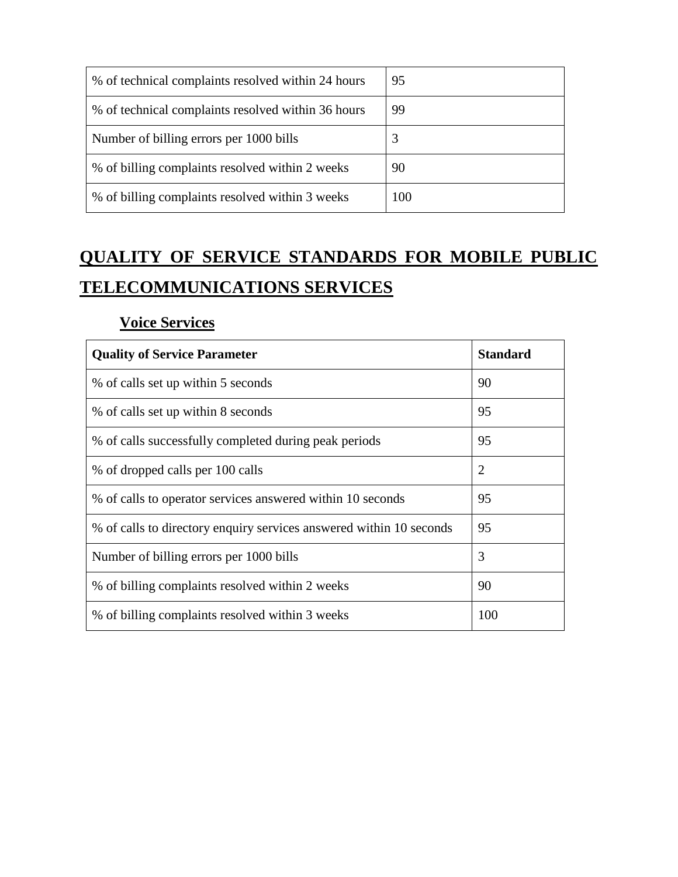| | |
|---|---|
| % of technical complaints resolved within 24 hours | 95 |
| % of technical complaints resolved within 36 hours | 99 |
| Number of billing errors per 1000 bills | 3 |
| % of billing complaints resolved within 2 weeks | 90 |
| % of billing complaints resolved within 3 weeks | 100 |

# QUALITY OF SERVICE STANDARDS FOR MOBILE PUBLIC TELECOMMUNICATIONS SERVICES

## Voice Services

| Quality of Service Parameter | Standard |
|---|---|
| % of calls set up within 5 seconds | 90 |
| % of calls set up within 8 seconds | 95 |
| % of calls successfully completed during peak periods | 95 |
| % of dropped calls per 100 calls | 2 |
| % of calls to operator services answered within 10 seconds | 95 |
| % of calls to directory enquiry services answered within 10 seconds | 95 |
| Number of billing errors per 1000 bills | 3 |
| % of billing complaints resolved within 2 weeks | 90 |
| % of billing complaints resolved within 3 weeks | 100 |